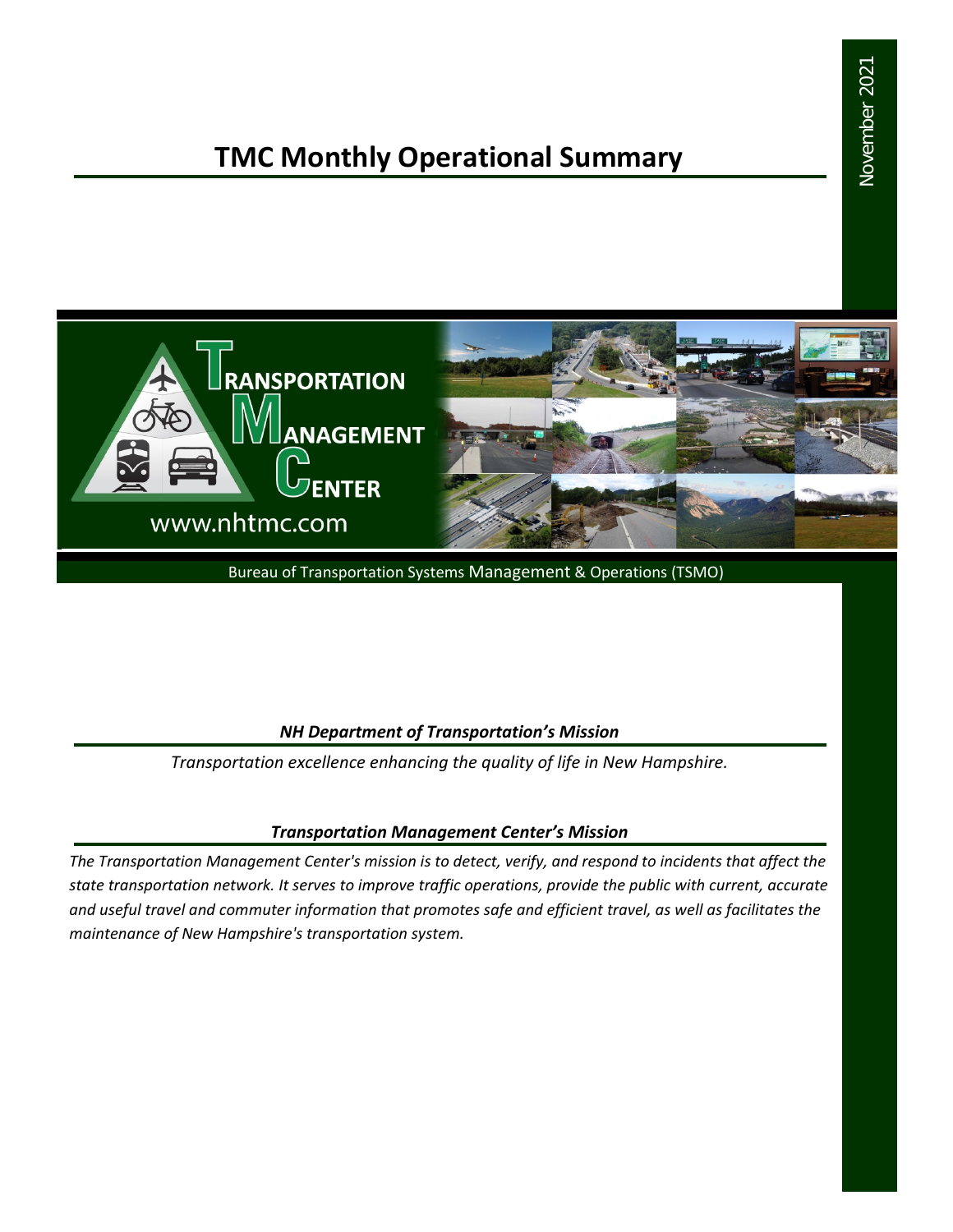# TMC Monthly Operational Summary

November 2021

TRANSPORTATION MANAGEMENT CENTER

www.nhtmc.com

Bureau of Transportation Systems Management & Operations (TSMO)

### *NH Department of Transportation's Mission*

*Transportation excellence enhancing the quality of life in New Hampshire.*

### *Transportation Management Center's Mission*

*The Transportation Management Center's mission is to detect, verify, and respond to incidents that affect the state transportation network. It serves to improve traffic operations, provide the public with current, accurate and useful travel and commuter information that promotes safe and efficient travel, as well as facilitates the maintenance of New Hampshire's transportation system.*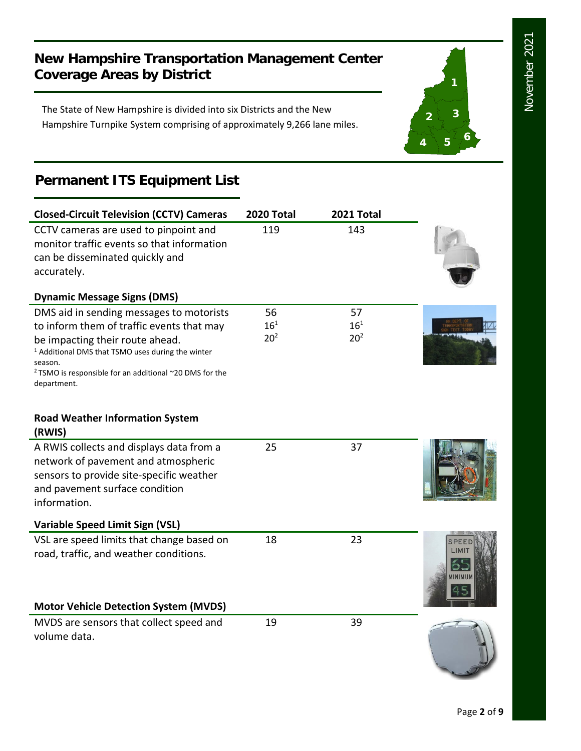## New Hampshire Transportation Management Center Coverage Areas by District

The State of New Hampshire is divided into six Districts and the New Hampshire Turnpike System comprising of approximately 9,266 lane miles.

## Permanent ITS Equipment List

| Closed-Circuit Television (CCTV) Cameras | 2020 Total | 2021 Total |
|---|---|---|
| CCTV cameras are used to pinpoint and monitor traffic events so that information can be disseminated quickly and accurately. | 119 | 143 |
| **Dynamic Message Signs (DMS)** | | |
| DMS aid in sending messages to motorists to inform them of traffic events that may be impacting their route ahead. | 56<br>16[1]<br>20[2] | 57<br>16[1]<br>20[2] |
| **Road Weather Information System (RWIS)** | | |
| A RWIS collects and displays data from a network of pavement and atmospheric sensors to provide site-specific weather and pavement surface condition information. | 25 | 37 |
| **Variable Speed Limit Sign (VSL)** | | |
| VSL are speed limits that change based on road, traffic, and weather conditions. | 18 | 23 |
| **Motor Vehicle Detection System (MVDS)** | | |
| MVDS are sensors that collect speed and volume data. | 19 | 39 |

[1] Additional DMS that TSMO uses during the winter season.

[2] TSMO is responsible for an additional ~20 DMS for the department.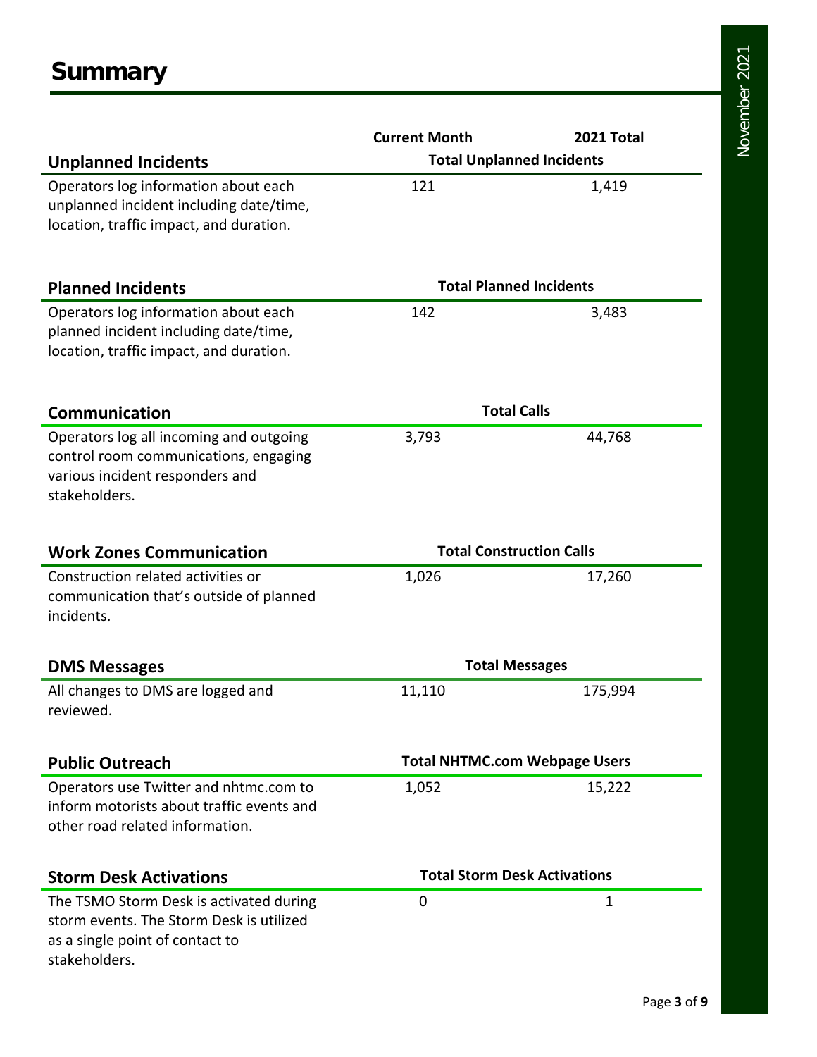# Summary

| | Current Month | 2021 Total |
|---|---|---|
| **Unplanned Incidents** | **Total Unplanned Incidents** | |
| Operators log information about each unplanned incident including date/time, location, traffic impact, and duration. | 121 | 1,419 |
| **Planned Incidents** | **Total Planned Incidents** | |
| Operators log information about each planned incident including date/time, location, traffic impact, and duration. | 142 | 3,483 |
| **Communication** | **Total Calls** | |
| Operators log all incoming and outgoing control room communications, engaging various incident responders and stakeholders. | 3,793 | 44,768 |
| **Work Zones Communication** | **Total Construction Calls** | |
| Construction related activities or communication that's outside of planned incidents. | 1,026 | 17,260 |
| **DMS Messages** | **Total Messages** | |
| All changes to DMS are logged and reviewed. | 11,110 | 175,994 |
| **Public Outreach** | **Total NHTMC.com Webpage Users** | |
| Operators use Twitter and nhtmc.com to inform motorists about traffic events and other road related information. | 1,052 | 15,222 |
| **Storm Desk Activations** | **Total Storm Desk Activations** | |
| The TSMO Storm Desk is activated during storm events. The Storm Desk is utilized as a single point of contact to stakeholders. | 0 | 1 |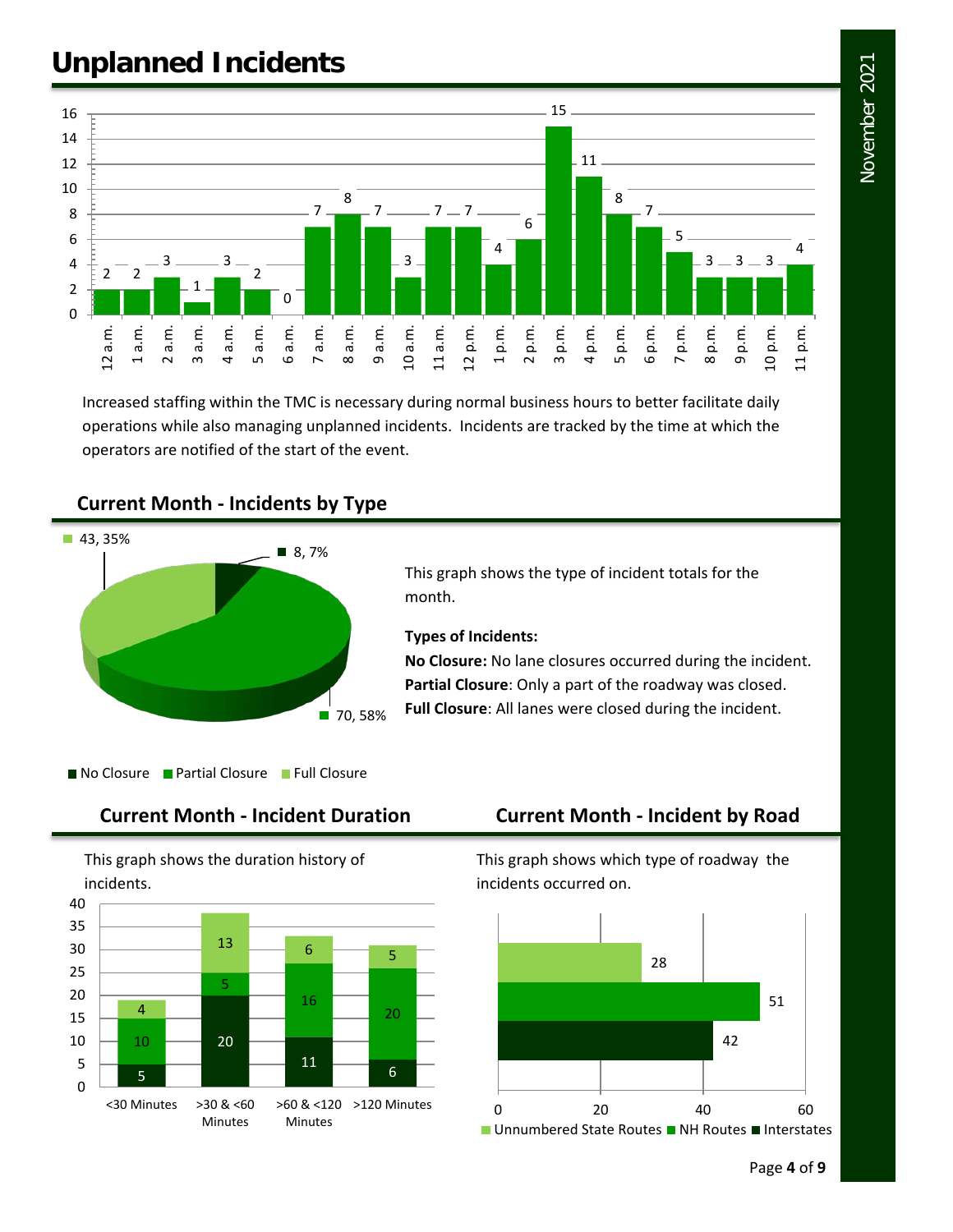# Unplanned Incidents

| Hour | 12 a.m. | 1 a.m. | 2 a.m. | 3 a.m. | 4 a.m. | 5 a.m. | 6 a.m. | 7 a.m. | 8 a.m. | 9 a.m. | 10 a.m. | 11 a.m. | 12 p.m. | 1 p.m. | 2 p.m. | 3 p.m. | 4 p.m. | 5 p.m. | 6 p.m. | 7 p.m. | 8 p.m. | 9 p.m. | 10 p.m. | 11 p.m. |
|---|---|---|---|---|---|---|---|---|---|---|---|---|---|---|---|---|---|---|---|---|---|---|---|---|
| Incidents | 2 | 2 | 3 | 1 | 3 | 2 | 0 | 7 | 8 | 7 | 3 | 7 | 7 | 4 | 6 | 15 | 11 | 8 | 7 | 5 | 3 | 3 | 3 | 4 |

Increased staffing within the TMC is necessary during normal business hours to better facilitate daily operations while also managing unplanned incidents. Incidents are tracked by the time at which the operators are notified of the start of the event.

## Current Month - Incidents by Type

| Type | Count | Percent |
|---|---|---|
| No Closure | 8 | 7% |
| Partial Closure | 70 | 58% |
| Full Closure | 43 | 35% |

This graph shows the type of incident totals for the month.

**Types of Incidents:**

**No Closure:** No lane closures occurred during the incident.

**Partial Closure**: Only a part of the roadway was closed.

**Full Closure**: All lanes were closed during the incident.

## Current Month - Incident Duration

This graph shows the duration history of incidents.

| Duration | No Closure | Partial Closure | Full Closure |
|---|---|---|---|
| <30 Minutes | 5 | 10 | 4 |
| >30 & <60 Minutes | 20 | 5 | 13 |
| >60 & <120 Minutes | 11 | 16 | 6 |
| >120 Minutes | 6 | 20 | 5 |

## Current Month - Incident by Road

This graph shows which type of roadway the incidents occurred on.

| Road Type | Incidents |
|---|---|
| Unnumbered State Routes | 28 |
| NH Routes | 51 |
| Interstates | 42 |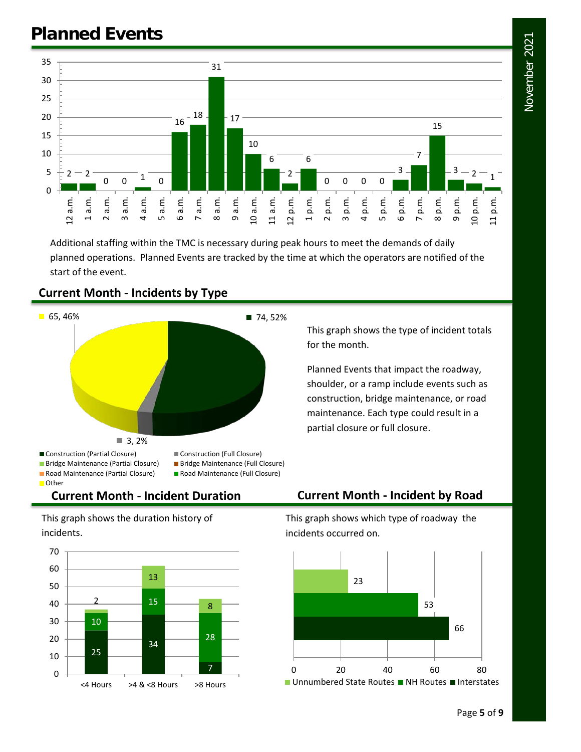# Planned Events

| Hour | Count |
|---|---|
| 12 a.m. | 2 |
| 1 a.m. | 2 |
| 2 a.m. | 0 |
| 3 a.m. | 0 |
| 4 a.m. | 1 |
| 5 a.m. | 0 |
| 6 a.m. | 16 |
| 7 a.m. | 18 |
| 8 a.m. | 31 |
| 9 a.m. | 17 |
| 10 a.m. | 10 |
| 11 a.m. | 6 |
| 12 p.m. | 2 |
| 1 p.m. | 6 |
| 2 p.m. | 0 |
| 3 p.m. | 0 |
| 4 p.m. | 0 |
| 5 p.m. | 0 |
| 6 p.m. | 3 |
| 7 p.m. | 7 |
| 8 p.m. | 15 |
| 9 p.m. | 3 |
| 10 p.m. | 2 |
| 11 p.m. | 1 |

Additional staffing within the TMC is necessary during peak hours to meet the demands of daily planned operations. Planned Events are tracked by the time at which the operators are notified of the start of the event.

## Current Month - Incidents by Type

| Type | Count, % |
|---|---|
| Construction (Partial Closure) | 74, 52% |
| Construction (Full Closure) | 3, 2% |
| Other | 65, 46% |

Legend: Construction (Partial Closure), Construction (Full Closure), Bridge Maintenance (Partial Closure), Bridge Maintenance (Full Closure), Road Maintenance (Partial Closure), Road Maintenance (Full Closure), Other

This graph shows the type of incident totals for the month.

Planned Events that impact the roadway, shoulder, or a ramp include events such as construction, bridge maintenance, or road maintenance. Each type could result in a partial closure or full closure.

## Current Month - Incident Duration

This graph shows the duration history of incidents.

| Duration | Interstates | NH Routes | Unnumbered State Routes |
|---|---|---|---|
| <4 Hours | 25 | 10 | 2 |
| >4 & <8 Hours | 34 | 15 | 13 |
| >8 Hours | 7 | 28 | 8 |

## Current Month - Incident by Road

This graph shows which type of roadway the incidents occurred on.

| Road Type | Count |
|---|---|
| Unnumbered State Routes | 23 |
| NH Routes | 53 |
| Interstates | 66 |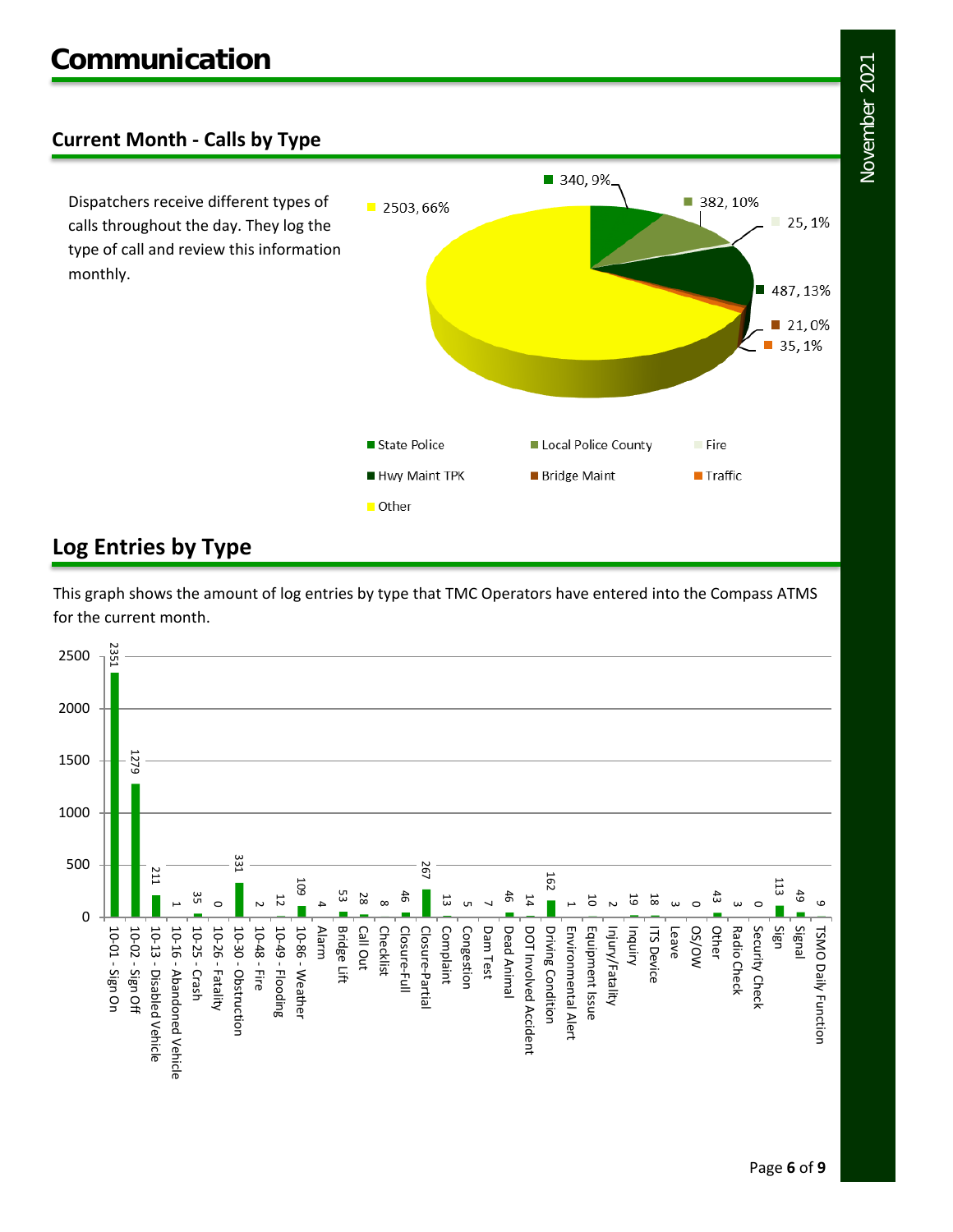# Communication

## Current Month - Calls by Type

Dispatchers receive different types of calls throughout the day. They log the type of call and review this information monthly.

| Type | Calls | Percent |
|---|---|---|
| State Police | 340 | 9% |
| Local Police County | 382 | 10% |
| Fire | 25 | 1% |
| Hwy Maint TPK | 487 | 13% |
| Bridge Maint | 21 | 0% |
| Traffic | 35 | 1% |
| Other | 2503 | 66% |

## Log Entries by Type

This graph shows the amount of log entries by type that TMC Operators have entered into the Compass ATMS for the current month.

| Type | Entries |
|---|---|
| 10-01 - Sign On | 2351 |
| 10-02 - Sign Off | 1279 |
| 10-13 - Disabled Vehicle | 211 |
| 10-16 - Abandoned Vehicle | 1 |
| 10-25 - Crash | 35 |
| 10-26 - Fatality | 0 |
| 10-30 - Obstruction | 331 |
| 10-48 - Fire | 2 |
| 10-49 - Flooding | 12 |
| 10-86 - Weather | 109 |
| Alarm | 4 |
| Bridge Lift | 53 |
| Call Out | 28 |
| Checklist | 8 |
| Closure-Full | 46 |
| Closure-Partial | 267 |
| Complaint | 13 |
| Congestion | 5 |
| Dam Test | 7 |
| Dead Animal | 46 |
| DOT Involved Accident | 14 |
| Driving Condition | 162 |
| Environmental Alert | 1 |
| Equipment Issue | 10 |
| Injury/Fatality | 2 |
| Inquiry | 19 |
| ITS Device | 18 |
| Leave | 3 |
| OS/OW | 0 |
| Other | 43 |
| Radio Check | 3 |
| Security Check | 0 |
| Sign | 113 |
| Signal | 49 |
| TSMO Daily Function | 9 |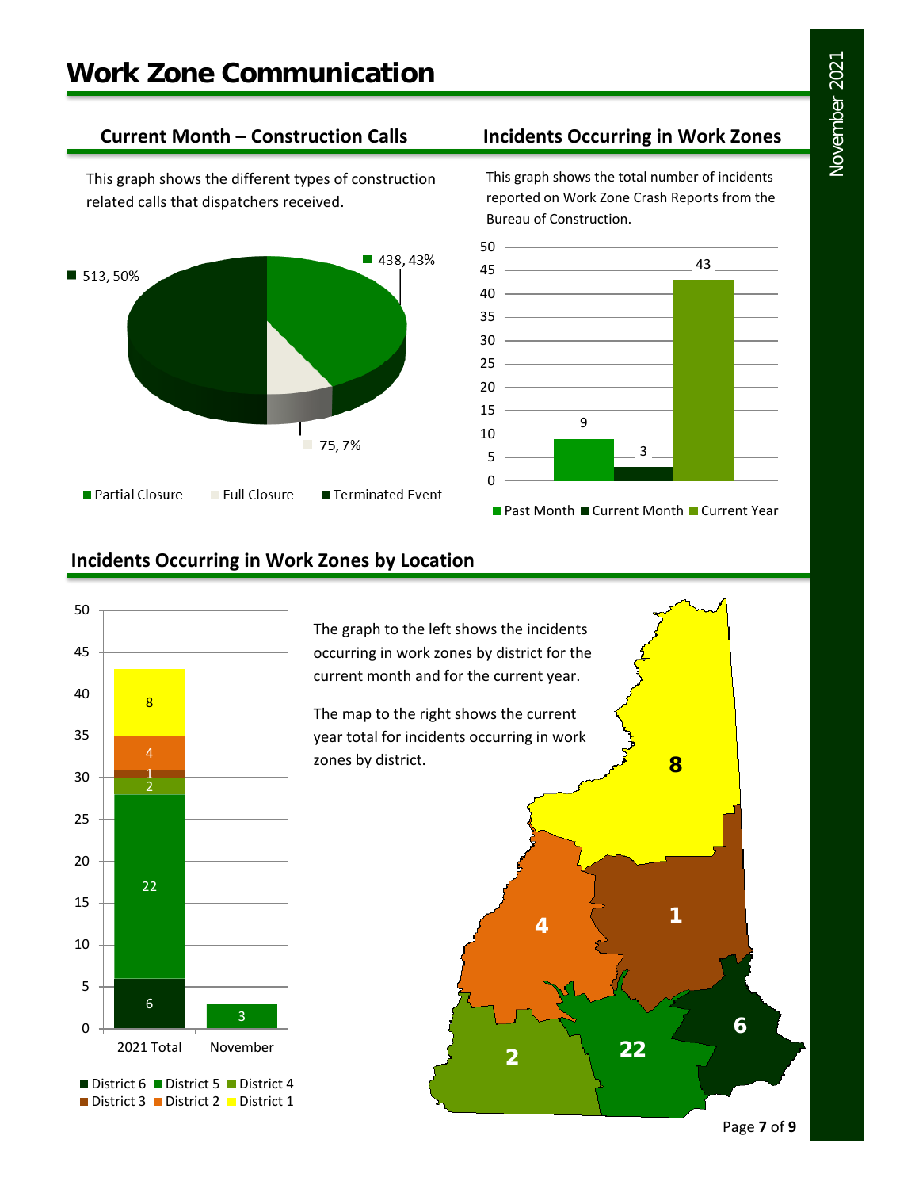# Work Zone Communication

## Current Month – Construction Calls

This graph shows the different types of construction related calls that dispatchers received.

| Call Type | Count | Percent |
|---|---|---|
| Partial Closure | 438 | 43% |
| Full Closure | 75 | 7% |
| Terminated Event | 513 | 50% |

## Incidents Occurring in Work Zones

This graph shows the total number of incidents reported on Work Zone Crash Reports from the Bureau of Construction.

| Past Month | Current Month | Current Year |
|---|---|---|
| 9 | 3 | 43 |

## Incidents Occurring in Work Zones by Location

The graph to the left shows the incidents occurring in work zones by district for the current month and for the current year.

The map to the right shows the current year total for incidents occurring in work zones by district.

| District | 2021 Total | November |
|---|---|---|
| District 6 | 6 | |
| District 5 | 22 | 3 |
| District 4 | 2 | |
| District 3 | 1 | |
| District 2 | 4 | |
| District 1 | 8 | |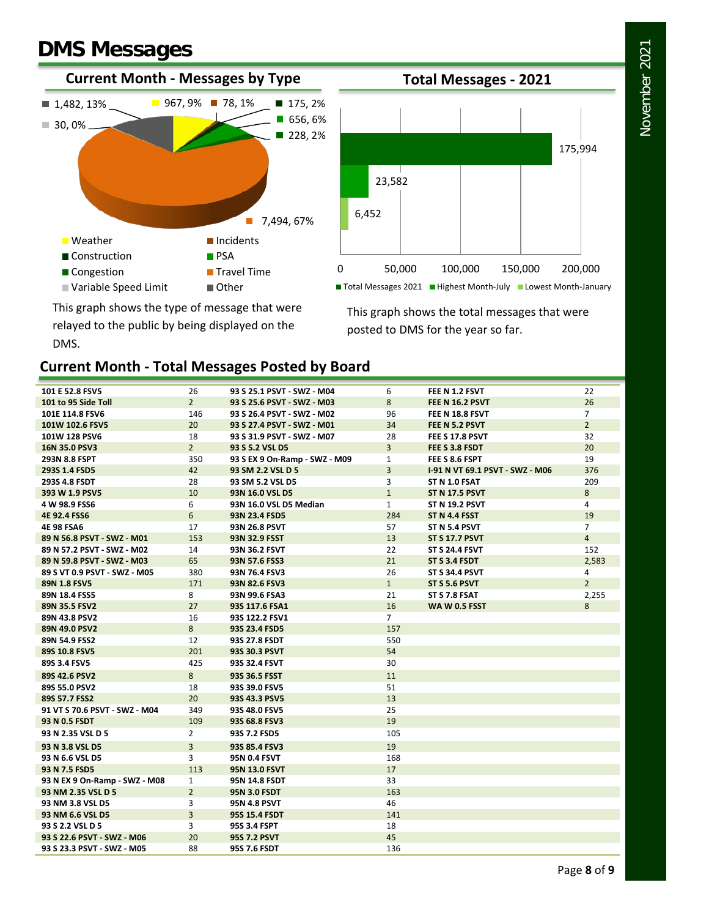# DMS Messages

## Current Month - Messages by Type

- Weather: 967, 9%
- Incidents: 78, 1%
- Construction: 175, 2%
- PSA: 656, 6%
- Congestion: 228, 2%
- Travel Time: 7,494, 67%
- Variable Speed Limit: 30, 0%
- Other: 1,482, 13%

This graph shows the type of message that were relayed to the public by being displayed on the DMS.

## Total Messages - 2021

- Total Messages 2021: 175,994
- Highest Month-July: 23,582
- Lowest Month-January: 6,452

This graph shows the total messages that were posted to DMS for the year so far.

## Current Month - Total Messages Posted by Board

| Board | Messages | Board | Messages | Board | Messages |
|---|---|---|---|---|---|
| 101 E 52.8 FSV5 | 26 | 93 S 25.1 PSVT - SWZ - M04 | 6 | FEE N 1.2 FSVT | 22 |
| 101 to 95 Side Toll | 2 | 93 S 25.6 PSVT - SWZ - M03 | 8 | FEE N 16.2 PSVT | 26 |
| 101E 114.8 FSV6 | 146 | 93 S 26.4 PSVT - SWZ - M02 | 96 | FEE N 18.8 FSVT | 7 |
| 101W 102.6 FSV5 | 20 | 93 S 27.4 PSVT - SWZ - M01 | 34 | FEE N 5.2 PSVT | 2 |
| 101W 128 PSV6 | 18 | 93 S 31.9 PSVT - SWZ - M07 | 28 | FEE S 17.8 PSVT | 32 |
| 16N 35.0 PSV3 | 2 | 93 S 5.2 VSL D5 | 3 | FEE S 3.8 FSDT | 20 |
| 293N 8.8 FSPT | 350 | 93 S EX 9 On-Ramp - SWZ - M09 | 1 | FEE S 8.6 FSPT | 19 |
| 293S 1.4 FSD5 | 42 | 93 SM 2.2 VSL D 5 | 3 | I-91 N VT 69.1 PSVT - SWZ - M06 | 376 |
| 293S 4.8 FSDT | 28 | 93 SM 5.2 VSL D5 | 3 | ST N 1.0 FSAT | 209 |
| 393 W 1.9 PSV5 | 10 | 93N 16.0 VSL D5 | 1 | ST N 17.5 PSVT | 8 |
| 4 W 98.9 FSS6 | 6 | 93N 16.0 VSL D5 Median | 1 | ST N 19.2 PSVT | 4 |
| 4E 92.4 FSS6 | 6 | 93N 23.4 FSD5 | 284 | ST N 4.4 FSST | 19 |
| 4E 98 FSA6 | 17 | 93N 26.8 PSVT | 57 | ST N 5.4 PSVT | 7 |
| 89 N 56.8 PSVT - SWZ - M01 | 153 | 93N 32.9 FSST | 13 | ST S 17.7 PSVT | 4 |
| 89 N 57.2 PSVT - SWZ - M02 | 14 | 93N 36.2 FSVT | 22 | ST S 24.4 FSVT | 152 |
| 89 N 59.8 PSVT - SWZ - M03 | 65 | 93N 57.6 FSS3 | 21 | ST S 3.4 FSDT | 2,583 |
| 89 S VT 0.9 PSVT - SWZ - M05 | 380 | 93N 76.4 FSV3 | 26 | ST S 34.4 PSVT | 4 |
| 89N 1.8 FSV5 | 171 | 93N 82.6 FSV3 | 1 | ST S 5.6 PSVT | 2 |
| 89N 18.4 FSS5 | 8 | 93N 99.6 FSA3 | 21 | ST S 7.8 FSAT | 2,255 |
| 89N 35.5 FSV2 | 27 | 93S 117.6 FSA1 | 16 | WA W 0.5 FSST | 8 |
| 89N 43.8 PSV2 | 16 | 93S 122.2 FSV1 | 7 | | |
| 89N 49.0 PSV2 | 8 | 93S 23.4 FSD5 | 157 | | |
| 89N 54.9 FSS2 | 12 | 93S 27.8 FSDT | 550 | | |
| 89S 10.8 FSV5 | 201 | 93S 30.3 PSVT | 54 | | |
| 89S 3.4 FSV5 | 425 | 93S 32.4 FSVT | 30 | | |
| 89S 42.6 PSV2 | 8 | 93S 36.5 FSST | 11 | | |
| 89S 55.0 PSV2 | 18 | 93S 39.0 FSV5 | 51 | | |
| 89S 57.7 FSS2 | 20 | 93S 43.3 PSV5 | 13 | | |
| 91 VT S 70.6 PSVT - SWZ - M04 | 349 | 93S 48.0 FSV5 | 25 | | |
| 93 N 0.5 FSDT | 109 | 93S 68.8 FSV3 | 19 | | |
| 93 N 2.35 VSL D 5 | 2 | 93S 7.2 FSD5 | 105 | | |
| 93 N 3.8 VSL D5 | 3 | 93S 85.4 FSV3 | 19 | | |
| 93 N 6.6 VSL D5 | 3 | 95N 0.4 FSVT | 168 | | |
| 93 N 7.5 FSD5 | 113 | 95N 13.0 FSVT | 17 | | |
| 93 N EX 9 On-Ramp - SWZ - M08 | 1 | 95N 14.8 FSDT | 33 | | |
| 93 NM 2.35 VSL D 5 | 2 | 95N 3.0 FSDT | 163 | | |
| 93 NM 3.8 VSL D5 | 3 | 95N 4.8 PSVT | 46 | | |
| 93 NM 6.6 VSL D5 | 3 | 95S 15.4 FSDT | 141 | | |
| 93 S 2.2 VSL D 5 | 3 | 95S 3.4 FSPT | 18 | | |
| 93 S 22.6 PSVT - SWZ - M06 | 20 | 95S 7.2 PSVT | 45 | | |
| 93 S 23.3 PSVT - SWZ - M05 | 88 | 95S 7.6 FSDT | 136 | | |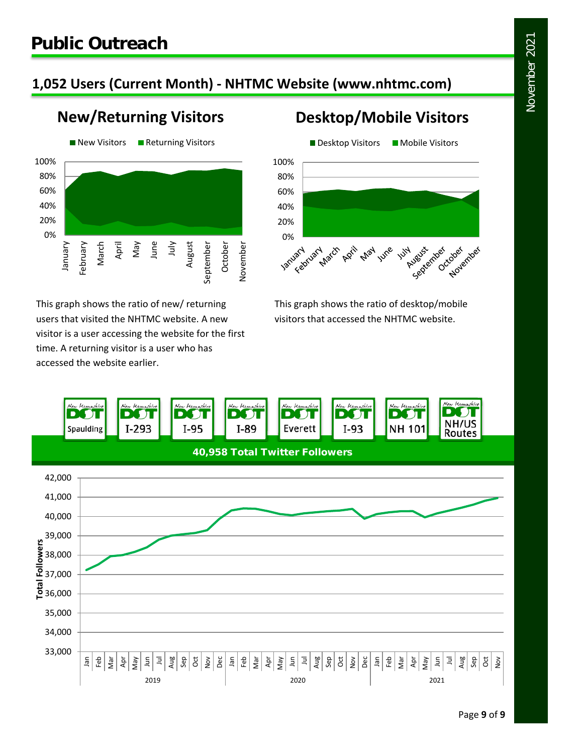# Public Outreach

## 1,052 Users (Current Month) - NHTMC Website (www.nhtmc.com)

### New/Returning Visitors

New Visitors
Returning Visitors

100%
80%
60%
40%
20%
0%

January
February
March
April
May
June
July
August
September
October
November

This graph shows the ratio of new/ returning users that visited the NHTMC website. A new visitor is a user accessing the website for the first time. A returning visitor is a user who has accessed the website earlier.

### Desktop/Mobile Visitors

Desktop Visitors
Mobile Visitors

100%
80%
60%
40%
20%
0%

January
February
March
April
May
June
July
August
September
October
November

This graph shows the ratio of desktop/mobile visitors that accessed the NHTMC website.

New Hampshire DOT Spaulding
New Hampshire DOT I-293
New Hampshire DOT I-95
New Hampshire DOT I-89
New Hampshire DOT Everett
New Hampshire DOT I-93
New Hampshire DOT NH 101
New Hampshire DOT NH/US Routes

**40,958 Total Twitter Followers**

Total Followers

42,000
41,000
40,000
39,000
38,000
37,000
36,000
35,000
34,000
33,000

Jan Feb Mar Apr May Jun Jul Aug Sep Oct Nov Dec
2019

Jan Feb Mar Apr May Jun Jul Aug Sep Oct Nov Dec
2020

Jan Feb Mar Apr May Jun Jul Aug Sep Oct Nov
2021